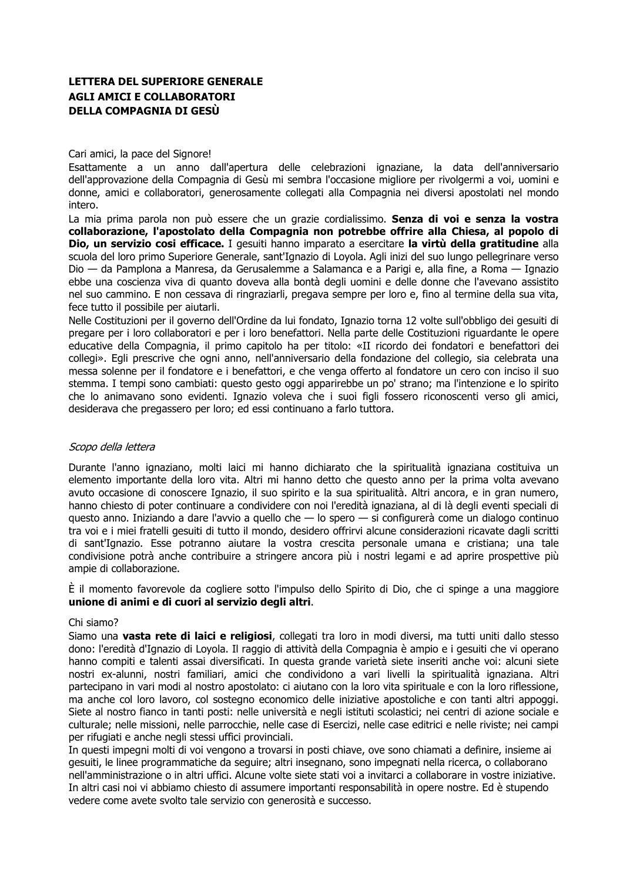**LETTERA DEL SUPERIORE GENERALE**
**AGLI AMICI E COLLABORATORI**
**DELLA COMPAGNIA DI GESÙ**

Cari amici, la pace del Signore!
Esattamente a un anno dall'apertura delle celebrazioni ignaziane, la data dell'anniversario dell'approvazione della Compagnia di Gesù mi sembra l'occasione migliore per rivolgermi a voi, uomini e donne, amici e collaboratori, generosamente collegati alla Compagnia nei diversi apostolati nel mondo intero.
La mia prima parola non può essere che un grazie cordialissimo. **Senza di voi e senza la vostra collaborazione, l'apostolato della Compagnia non potrebbe offrire alla Chiesa, al popolo di Dio, un servizio cosi efficace.** I gesuiti hanno imparato a esercitare **la virtù della gratitudine** alla scuola del loro primo Superiore Generale, sant'Ignazio di Loyola. Agli inizi del suo lungo pellegrinare verso Dio — da Pamplona a Manresa, da Gerusalemme a Salamanca e a Parigi e, alla fine, a Roma — Ignazio ebbe una coscienza viva di quanto doveva alla bontà degli uomini e delle donne che l'avevano assistito nel suo cammino. E non cessava di ringraziarli, pregava sempre per loro e, fino al termine della sua vita, fece tutto il possibile per aiutarli.
Nelle Costituzioni per il governo dell'Ordine da lui fondato, Ignazio torna 12 volte sull'obbligo dei gesuiti di pregare per i loro collaboratori e per i loro benefattori. Nella parte delle Costituzioni riguardante le opere educative della Compagnia, il primo capitolo ha per titolo: «II ricordo dei fondatori e benefattori dei collegi». Egli prescrive che ogni anno, nell'anniversario della fondazione del collegio, sia celebrata una messa solenne per il fondatore e i benefattori, e che venga offerto al fondatore un cero con inciso il suo stemma. I tempi sono cambiati: questo gesto oggi apparirebbe un po' strano; ma l'intenzione e lo spirito che lo animavano sono evidenti. Ignazio voleva che i suoi figli fossero riconoscenti verso gli amici, desiderava che pregassero per loro; ed essi continuano a farlo tuttora.

*Scopo della lettera*

Durante l'anno ignaziano, molti laici mi hanno dichiarato che la spiritualità ignaziana costituiva un elemento importante della loro vita. Altri mi hanno detto che questo anno per la prima volta avevano avuto occasione di conoscere Ignazio, il suo spirito e la sua spiritualità. Altri ancora, e in gran numero, hanno chiesto di poter continuare a condividere con noi l'eredità ignaziana, al di là degli eventi speciali di questo anno. Iniziando a dare l'avvio a quello che — lo spero — si configurerà come un dialogo continuo tra voi e i miei fratelli gesuiti di tutto il mondo, desidero offrirvi alcune considerazioni ricavate dagli scritti di sant'Ignazio. Esse potranno aiutare la vostra crescita personale umana e cristiana; una tale condivisione potrà anche contribuire a stringere ancora più i nostri legami e ad aprire prospettive più ampie di collaborazione.

È il momento favorevole da cogliere sotto l'impulso dello Spirito di Dio, che ci spinge a una maggiore **unione di animi e di cuori al servizio degli altri**.

Chi siamo?
Siamo una **vasta rete di laici e religiosi**, collegati tra loro in modi diversi, ma tutti uniti dallo stesso dono: l'eredità d'Ignazio di Loyola. Il raggio di attività della Compagnia è ampio e i gesuiti che vi operano hanno compiti e talenti assai diversificati. In questa grande varietà siete inseriti anche voi: alcuni siete nostri ex-alunni, nostri familiari, amici che condividono a vari livelli la spiritualità ignaziana. Altri partecipano in vari modi al nostro apostolato: ci aiutano con la loro vita spirituale e con la loro riflessione, ma anche col loro lavoro, col sostegno economico delle iniziative apostoliche e con tanti altri appoggi. Siete al nostro fianco in tanti posti: nelle università e negli istituti scolastici; nei centri di azione sociale e culturale; nelle missioni, nelle parrocchie, nelle case di Esercizi, nelle case editrici e nelle riviste; nei campi per rifugiati e anche negli stessi uffici provinciali.
In questi impegni molti di voi vengono a trovarsi in posti chiave, ove sono chiamati a definire, insieme ai gesuiti, le linee programmatiche da seguire; altri insegnano, sono impegnati nella ricerca, o collaborano nell'amministrazione o in altri uffici. Alcune volte siete stati voi a invitarci a collaborare in vostre iniziative. In altri casi noi vi abbiamo chiesto di assumere importanti responsabilità in opere nostre. Ed è stupendo vedere come avete svolto tale servizio con generosità e successo.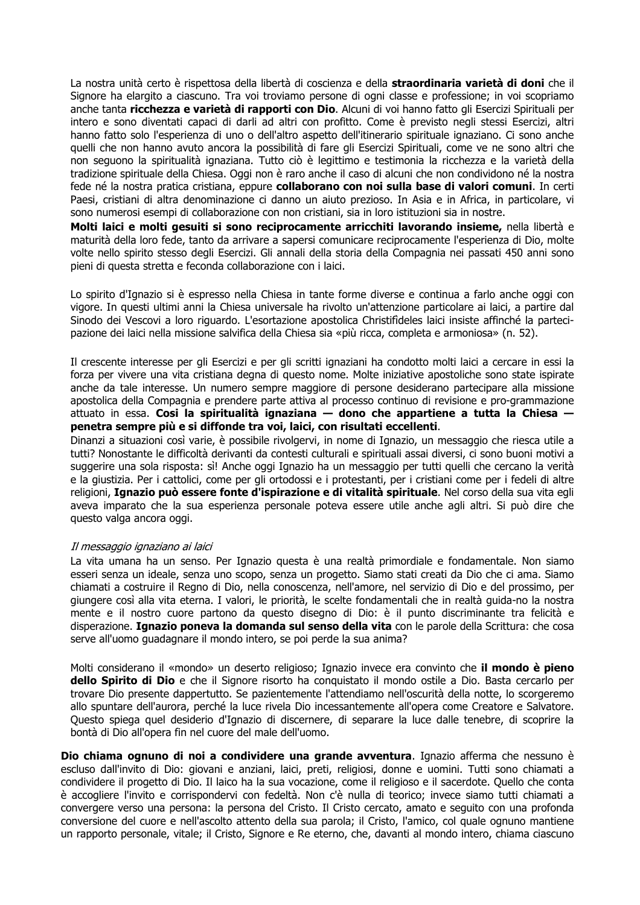La nostra unità certo è rispettosa della libertà di coscienza e della **straordinaria varietà di doni** che il Signore ha elargito a ciascuno. Tra voi troviamo persone di ogni classe e professione; in voi scopriamo anche tanta **ricchezza e varietà di rapporti con Dio**. Alcuni di voi hanno fatto gli Esercizi Spirituali per intero e sono diventati capaci di darli ad altri con profitto. Come è previsto negli stessi Esercizi, altri hanno fatto solo l'esperienza di uno o dell'altro aspetto dell'itinerario spirituale ignaziano. Ci sono anche quelli che non hanno avuto ancora la possibilità di fare gli Esercizi Spirituali, come ve ne sono altri che non seguono la spiritualità ignaziana. Tutto ciò è legittimo e testimonia la ricchezza e la varietà della tradizione spirituale della Chiesa. Oggi non è raro anche il caso di alcuni che non condividono né la nostra fede né la nostra pratica cristiana, eppure **collaborano con noi sulla base di valori comuni**. In certi Paesi, cristiani di altra denominazione ci danno un aiuto prezioso. In Asia e in Africa, in particolare, vi sono numerosi esempi di collaborazione con non cristiani, sia in loro istituzioni sia in nostre.
**Molti laici e molti gesuiti si sono reciprocamente arricchiti lavorando insieme,** nella libertà e maturità della loro fede, tanto da arrivare a sapersi comunicare reciprocamente l'esperienza di Dio, molte volte nello spirito stesso degli Esercizi. Gli annali della storia della Compagnia nei passati 450 anni sono pieni di questa stretta e feconda collaborazione con i laici.

Lo spirito d'Ignazio si è espresso nella Chiesa in tante forme diverse e continua a farlo anche oggi con vigore. In questi ultimi anni la Chiesa universale ha rivolto un'attenzione particolare ai laici, a partire dal Sinodo dei Vescovi a loro riguardo. L'esortazione apostolica Christifideles laici insiste affinché la partecipazione dei laici nella missione salvifica della Chiesa sia «più ricca, completa e armoniosa» (n. 52).

Il crescente interesse per gli Esercizi e per gli scritti ignaziani ha condotto molti laici a cercare in essi la forza per vivere una vita cristiana degna di questo nome. Molte iniziative apostoliche sono state ispirate anche da tale interesse. Un numero sempre maggiore di persone desiderano partecipare alla missione apostolica della Compagnia e prendere parte attiva al processo continuo di revisione e pro-grammazione attuato in essa. **Così la spiritualità ignaziana — dono che appartiene a tutta la Chiesa — penetra sempre più e si diffonde tra voi, laici, con risultati eccellenti**.
Dinanzi a situazioni così varie, è possibile rivolgervi, in nome di Ignazio, un messaggio che riesca utile a tutti? Nonostante le difficoltà derivanti da contesti culturali e spirituali assai diversi, ci sono buoni motivi a suggerire una sola risposta: sì! Anche oggi Ignazio ha un messaggio per tutti quelli che cercano la verità e la giustizia. Per i cattolici, come per gli ortodossi e i protestanti, per i cristiani come per i fedeli di altre religioni, **Ignazio può essere fonte d'ispirazione e di vitalità spirituale**. Nel corso della sua vita egli aveva imparato che la sua esperienza personale poteva essere utile anche agli altri. Si può dire che questo valga ancora oggi.

*Il messaggio ignaziano ai laici*

La vita umana ha un senso. Per Ignazio questa è una realtà primordiale e fondamentale. Non siamo esseri senza un ideale, senza uno scopo, senza un progetto. Siamo stati creati da Dio che ci ama. Siamo chiamati a costruire il Regno di Dio, nella conoscenza, nell'amore, nel servizio di Dio e del prossimo, per giungere così alla vita eterna. I valori, le priorità, le scelte fondamentali che in realtà guida-no la nostra mente e il nostro cuore partono da questo disegno di Dio: è il punto discriminante tra felicità e disperazione. **Ignazio poneva la domanda sul senso della vita** con le parole della Scrittura: che cosa serve all'uomo guadagnare il mondo intero, se poi perde la sua anima?

Molti considerano il «mondo» un deserto religioso; Ignazio invece era convinto che **il mondo è pieno dello Spirito di Dio** e che il Signore risorto ha conquistato il mondo ostile a Dio. Basta cercarlo per trovare Dio presente dappertutto. Se pazientemente l'attendiamo nell'oscurità della notte, lo scorgeremo allo spuntare dell'aurora, perché la luce rivela Dio incessantemente all'opera come Creatore e Salvatore. Questo spiega quel desiderio d'Ignazio di discernere, di separare la luce dalle tenebre, di scoprire la bontà di Dio all'opera fin nel cuore del male dell'uomo.

**Dio chiama ognuno di noi a condividere una grande avventura**. Ignazio afferma che nessuno è escluso dall'invito di Dio: giovani e anziani, laici, preti, religiosi, donne e uomini. Tutti sono chiamati a condividere il progetto di Dio. Il laico ha la sua vocazione, come il religioso e il sacerdote. Quello che conta è accogliere l'invito e corrispondervi con fedeltà. Non c'è nulla di teorico; invece siamo tutti chiamati a convergere verso una persona: la persona del Cristo. Il Cristo cercato, amato e seguito con una profonda conversione del cuore e nell'ascolto attento della sua parola; il Cristo, l'amico, col quale ognuno mantiene un rapporto personale, vitale; il Cristo, Signore e Re eterno, che, davanti al mondo intero, chiama ciascuno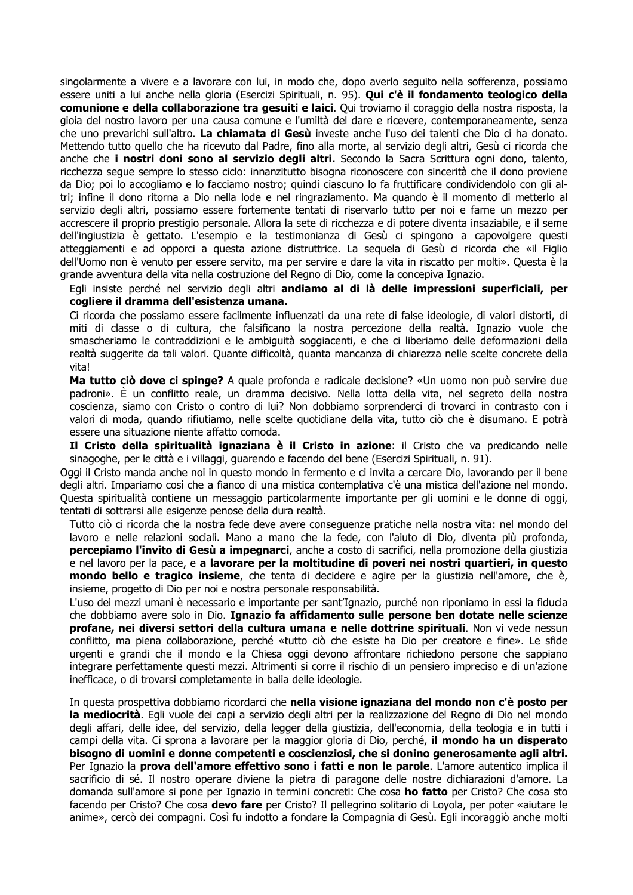singolarmente a vivere e a lavorare con lui, in modo che, dopo averlo seguito nella sofferenza, possiamo essere uniti a lui anche nella gloria (Esercizi Spirituali, n. 95). **Qui c'è il fondamento teologico della comunione e della collaborazione tra gesuiti e laici**. Qui troviamo il coraggio della nostra risposta, la gioia del nostro lavoro per una causa comune e l'umiltà del dare e ricevere, contemporaneamente, senza che uno prevarichi sull'altro. **La chiamata di Gesù** investe anche l'uso dei talenti che Dio ci ha donato. Mettendo tutto quello che ha ricevuto dal Padre, fino alla morte, al servizio degli altri, Gesù ci ricorda che anche che **i nostri doni sono al servizio degli altri.** Secondo la Sacra Scrittura ogni dono, talento, ricchezza segue sempre lo stesso ciclo: innanzitutto bisogna riconoscere con sincerità che il dono proviene da Dio; poi lo accogliamo e lo facciamo nostro; quindi ciascuno lo fa fruttificare condividendolo con gli altri; infine il dono ritorna a Dio nella lode e nel ringraziamento. Ma quando è il momento di metterlo al servizio degli altri, possiamo essere fortemente tentati di riservarlo tutto per noi e farne un mezzo per accrescere il proprio prestigio personale. Allora la sete di ricchezza e di potere diventa insaziabile, e il seme dell'ingiustizia è gettato. L'esempio e la testimonianza di Gesù ci spingono a capovolgere questi atteggiamenti e ad opporci a questa azione distruttrice. La sequela di Gesù ci ricorda che «il Figlio dell'Uomo non è venuto per essere servito, ma per servire e dare la vita in riscatto per molti». Questa è la grande avventura della vita nella costruzione del Regno di Dio, come la concepiva Ignazio.

Egli insiste perché nel servizio degli altri **andiamo al di là delle impressioni superficiali, per cogliere il dramma dell'esistenza umana.**

Ci ricorda che possiamo essere facilmente influenzati da una rete di false ideologie, di valori distorti, di miti di classe o di cultura, che falsificano la nostra percezione della realtà. Ignazio vuole che smascheriamo le contraddizioni e le ambiguità soggiacenti, e che ci liberiamo delle deformazioni della realtà suggerite da tali valori. Quante difficoltà, quanta mancanza di chiarezza nelle scelte concrete della vita!

**Ma tutto ciò dove ci spinge?** A quale profonda e radicale decisione? «Un uomo non può servire due padroni». È un conflitto reale, un dramma decisivo. Nella lotta della vita, nel segreto della nostra coscienza, siamo con Cristo o contro di lui? Non dobbiamo sorprenderci di trovarci in contrasto con i valori di moda, quando rifiutiamo, nelle scelte quotidiane della vita, tutto ciò che è disumano. E potrà essere una situazione niente affatto comoda.

**Il Cristo della spiritualità ignaziana è il Cristo in azione**: il Cristo che va predicando nelle sinagoghe, per le città e i villaggi, guarendo e facendo del bene (Esercizi Spirituali, n. 91).

Oggi il Cristo manda anche noi in questo mondo in fermento e ci invita a cercare Dio, lavorando per il bene degli altri. Impariamo così che a fianco di una mistica contemplativa c'è una mistica dell'azione nel mondo. Questa spiritualità contiene un messaggio particolarmente importante per gli uomini e le donne di oggi, tentati di sottrarsi alle esigenze penose della dura realtà.

Tutto ciò ci ricorda che la nostra fede deve avere conseguenze pratiche nella nostra vita: nel mondo del lavoro e nelle relazioni sociali. Mano a mano che la fede, con l'aiuto di Dio, diventa più profonda, **percepiamo l'invito di Gesù a impegnarci**, anche a costo di sacrifici, nella promozione della giustizia e nel lavoro per la pace, e **a lavorare per la moltitudine di poveri nei nostri quartieri, in questo mondo bello e tragico insieme**, che tenta di decidere e agire per la giustizia nell'amore, che è, insieme, progetto di Dio per noi e nostra personale responsabilità.

L'uso dei mezzi umani è necessario e importante per sant'Ignazio, purché non riponiamo in essi la fiducia che dobbiamo avere solo in Dio. **Ignazio fa affidamento sulle persone ben dotate nelle scienze profane, nei diversi settori della cultura umana e nelle dottrine spirituali**. Non vi vede nessun conflitto, ma piena collaborazione, perché «tutto ciò che esiste ha Dio per creatore e fine». Le sfide urgenti e grandi che il mondo e la Chiesa oggi devono affrontare richiedono persone che sappiano integrare perfettamente questi mezzi. Altrimenti si corre il rischio di un pensiero impreciso e di un'azione inefficace, o di trovarsi completamente in balia delle ideologie.

In questa prospettiva dobbiamo ricordarci che **nella visione ignaziana del mondo non c'è posto per la mediocrità**. Egli vuole dei capi a servizio degli altri per la realizzazione del Regno di Dio nel mondo degli affari, delle idee, del servizio, della legger della giustizia, dell'economia, della teologia e in tutti i campi della vita. Ci sprona a lavorare per la maggior gloria di Dio, perché, **il mondo ha un disperato bisogno di uomini e donne competenti e coscienziosi, che si donino generosamente agli altri.** Per Ignazio la **prova dell'amore effettivo sono i fatti e non le parole**. L'amore autentico implica il sacrificio di sé. Il nostro operare diviene la pietra di paragone delle nostre dichiarazioni d'amore. La domanda sull'amore si pone per Ignazio in termini concreti: Che cosa **ho fatto** per Cristo? Che cosa sto facendo per Cristo? Che cosa **devo fare** per Cristo? Il pellegrino solitario di Loyola, per poter «aiutare le anime», cercò dei compagni. Così fu indotto a fondare la Compagnia di Gesù. Egli incoraggiò anche molti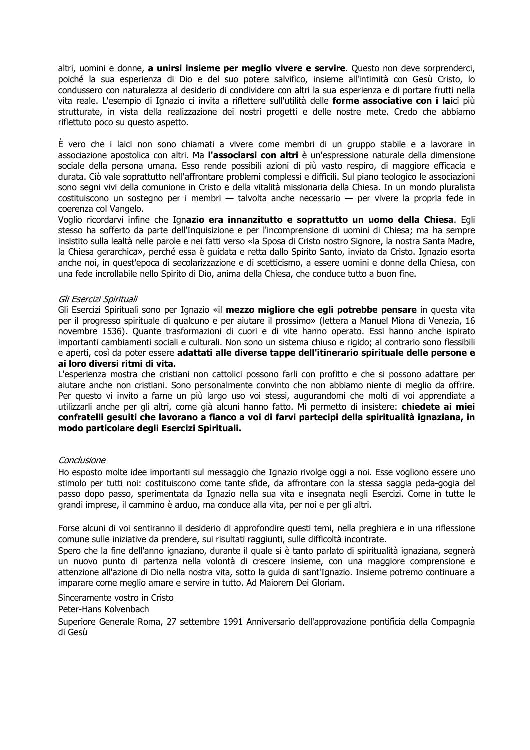altri, uomini e donne, **a unirsi insieme per meglio vivere e servire**. Questo non deve sorprenderci, poiché la sua esperienza di Dio e del suo potere salvifico, insieme all'intimità con Gesù Cristo, lo condussero con naturalezza al desiderio di condividere con altri la sua esperienza e di portare frutti nella vita reale. L'esempio di Ignazio ci invita a riflettere sull'utilità delle **forme associative con i lai**ci più strutturate, in vista della realizzazione dei nostri progetti e delle nostre mete. Credo che abbiamo riflettuto poco su questo aspetto.

È vero che i laici non sono chiamati a vivere come membri di un gruppo stabile e a lavorare in associazione apostolica con altri. Ma **l'associarsi con altri** è un'espressione naturale della dimensione sociale della persona umana. Esso rende possibili azioni di più vasto respiro, di maggiore efficacia e durata. Ciò vale soprattutto nell'affrontare problemi complessi e difficili. Sul piano teologico le associazioni sono segni vivi della comunione in Cristo e della vitalità missionaria della Chiesa. In un mondo pluralista costituiscono un sostegno per i membri — talvolta anche necessario — per vivere la propria fede in coerenza col Vangelo.

Voglio ricordarvi infine che Ign**azio era innanzitutto e soprattutto un uomo della Chiesa**. Egli stesso ha sofferto da parte dell'Inquisizione e per l'incomprensione di uomini di Chiesa; ma ha sempre insistito sulla lealtà nelle parole e nei fatti verso «la Sposa di Cristo nostro Signore, la nostra Santa Madre, la Chiesa gerarchica», perché essa è guidata e retta dallo Spirito Santo, inviato da Cristo. Ignazio esorta anche noi, in quest'epoca di secolarizzazione e di scetticismo, a essere uomini e donne della Chiesa, con una fede incrollabile nello Spirito di Dio, anima della Chiesa, che conduce tutto a buon fine.

*Gli Esercizi Spirituali*

Gli Esercizi Spirituali sono per Ignazio «il **mezzo migliore che egli potrebbe pensare** in questa vita per il progresso spirituale di qualcuno e per aiutare il prossimo» (lettera a Manuel Miona di Venezia, 16 novembre 1536). Quante trasformazioni di cuori e di vite hanno operato. Essi hanno anche ispirato importanti cambiamenti sociali e culturali. Non sono un sistema chiuso e rigido; al contrario sono flessibili e aperti, così da poter essere **adattati alle diverse tappe dell'itinerario spirituale delle persone e ai loro diversi ritmi di vita.**

L'esperienza mostra che cristiani non cattolici possono farli con profitto e che si possono adattare per aiutare anche non cristiani. Sono personalmente convinto che non abbiamo niente di meglio da offrire. Per questo vi invito a farne un più largo uso voi stessi, augurandomi che molti di voi apprendiate a utilizzarli anche per gli altri, come già alcuni hanno fatto. Mi permetto di insistere: **chiedete ai miei confratelli gesuiti che lavorano a fianco a voi di farvi partecipi della spiritualità ignaziana, in modo particolare degli Esercizi Spirituali.**

*Conclusione*

Ho esposto molte idee importanti sul messaggio che Ignazio rivolge oggi a noi. Esse vogliono essere uno stimolo per tutti noi: costituiscono come tante sfide, da affrontare con la stessa saggia peda-gogia del passo dopo passo, sperimentata da Ignazio nella sua vita e insegnata negli Esercizi. Come in tutte le grandi imprese, il cammino è arduo, ma conduce alla vita, per noi e per gli altri.

Forse alcuni di voi sentiranno il desiderio di approfondire questi temi, nella preghiera e in una riflessione comune sulle iniziative da prendere, sui risultati raggiunti, sulle difficoltà incontrate.

Spero che la fine dell'anno ignaziano, durante il quale si è tanto parlato di spiritualità ignaziana, segnerà un nuovo punto di partenza nella volontà di crescere insieme, con una maggiore comprensione e attenzione all'azione di Dio nella nostra vita, sotto la guida di sant'Ignazio. Insieme potremo continuare a imparare come meglio amare e servire in tutto. Ad Maiorem Dei Gloriam.

Sinceramente vostro in Cristo

Peter-Hans Kolvenbach

Superiore Generale Roma, 27 settembre 1991 Anniversario dell'approvazione pontificia della Compagnia di Gesù